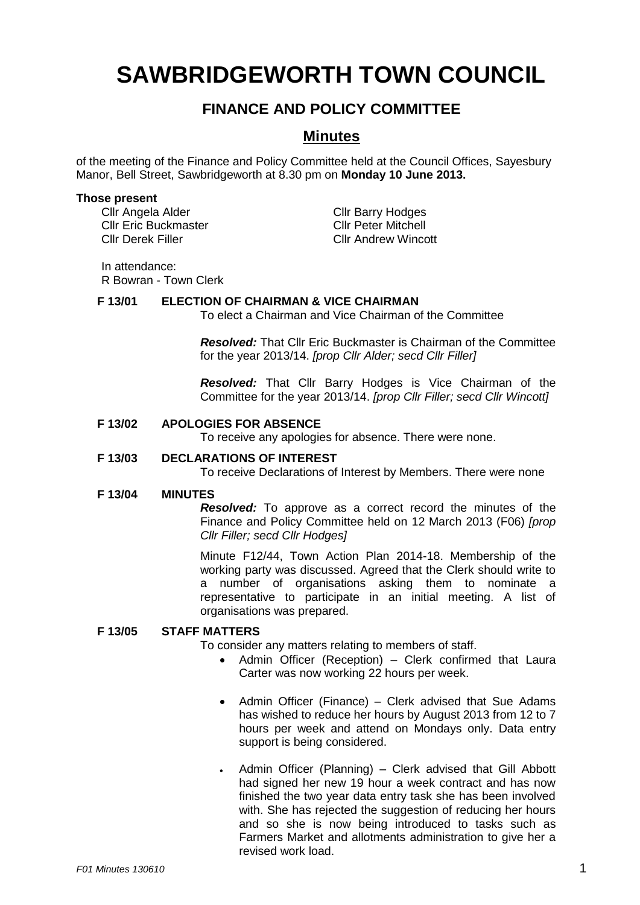# SAWBRIDGEWORTH TOWN COUNCIL

## FINANCE AND POLICY COMMITTEE

## Minutes

of the meeting of the Finance and Policy Committee held at the Council Offices, Sayesbury Manor, Bell Street, Sawbridgeworth at 8.30 pm on **Monday 10 June 2013.**

**Those present**

Cllr Angela Alder
Cllr Eric Buckmaster
Cllr Derek Filler
Cllr Barry Hodges
Cllr Peter Mitchell
Cllr Andrew Wincott

In attendance:
R Bowran - Town Clerk

**F 13/01 ELECTION OF CHAIRMAN & VICE CHAIRMAN**

To elect a Chairman and Vice Chairman of the Committee

***Resolved:*** That Cllr Eric Buckmaster is Chairman of the Committee for the year 2013/14. *[prop Cllr Alder; secd Cllr Filler]*

***Resolved:*** That Cllr Barry Hodges is Vice Chairman of the Committee for the year 2013/14. *[prop Cllr Filler; secd Cllr Wincott]*

**F 13/02 APOLOGIES FOR ABSENCE**

To receive any apologies for absence. There were none.

**F 13/03 DECLARATIONS OF INTEREST**

To receive Declarations of Interest by Members. There were none

**F 13/04 MINUTES**

***Resolved:*** To approve as a correct record the minutes of the Finance and Policy Committee held on 12 March 2013 (F06) *[prop Cllr Filler; secd Cllr Hodges]*

Minute F12/44, Town Action Plan 2014-18. Membership of the working party was discussed. Agreed that the Clerk should write to a number of organisations asking them to nominate a representative to participate in an initial meeting. A list of organisations was prepared.

**F 13/05 STAFF MATTERS**

To consider any matters relating to members of staff.

- Admin Officer (Reception) – Clerk confirmed that Laura Carter was now working 22 hours per week.
- Admin Officer (Finance) – Clerk advised that Sue Adams has wished to reduce her hours by August 2013 from 12 to 7 hours per week and attend on Mondays only. Data entry support is being considered.
- Admin Officer (Planning) – Clerk advised that Gill Abbott had signed her new 19 hour a week contract and has now finished the two year data entry task she has been involved with. She has rejected the suggestion of reducing her hours and so she is now being introduced to tasks such as Farmers Market and allotments administration to give her a revised work load.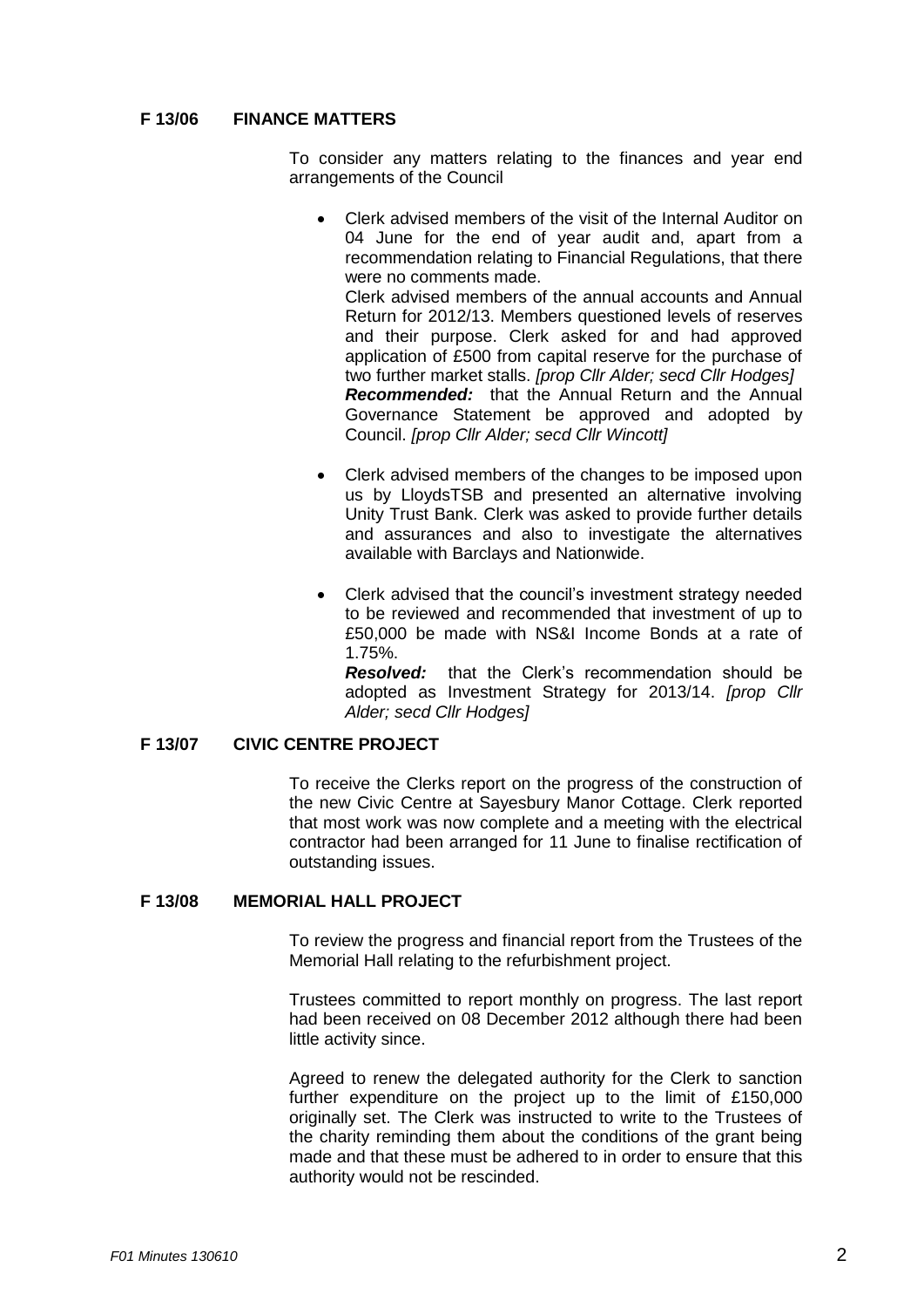**F 13/06 FINANCE MATTERS**

To consider any matters relating to the finances and year end arrangements of the Council

- Clerk advised members of the visit of the Internal Auditor on 04 June for the end of year audit and, apart from a recommendation relating to Financial Regulations, that there were no comments made.
  Clerk advised members of the annual accounts and Annual Return for 2012/13. Members questioned levels of reserves and their purpose. Clerk asked for and had approved application of £500 from capital reserve for the purchase of two further market stalls. *[prop Cllr Alder; secd Cllr Hodges]*
  ***Recommended:*** that the Annual Return and the Annual Governance Statement be approved and adopted by Council. *[prop Cllr Alder; secd Cllr Wincott]*

- Clerk advised members of the changes to be imposed upon us by LloydsTSB and presented an alternative involving Unity Trust Bank. Clerk was asked to provide further details and assurances and also to investigate the alternatives available with Barclays and Nationwide.

- Clerk advised that the council's investment strategy needed to be reviewed and recommended that investment of up to £50,000 be made with NS&I Income Bonds at a rate of 1.75%.
  ***Resolved:*** that the Clerk's recommendation should be adopted as Investment Strategy for 2013/14. *[prop Cllr Alder; secd Cllr Hodges]*

**F 13/07 CIVIC CENTRE PROJECT**

To receive the Clerks report on the progress of the construction of the new Civic Centre at Sayesbury Manor Cottage. Clerk reported that most work was now complete and a meeting with the electrical contractor had been arranged for 11 June to finalise rectification of outstanding issues.

**F 13/08 MEMORIAL HALL PROJECT**

To review the progress and financial report from the Trustees of the Memorial Hall relating to the refurbishment project.

Trustees committed to report monthly on progress. The last report had been received on 08 December 2012 although there had been little activity since.

Agreed to renew the delegated authority for the Clerk to sanction further expenditure on the project up to the limit of £150,000 originally set. The Clerk was instructed to write to the Trustees of the charity reminding them about the conditions of the grant being made and that these must be adhered to in order to ensure that this authority would not be rescinded.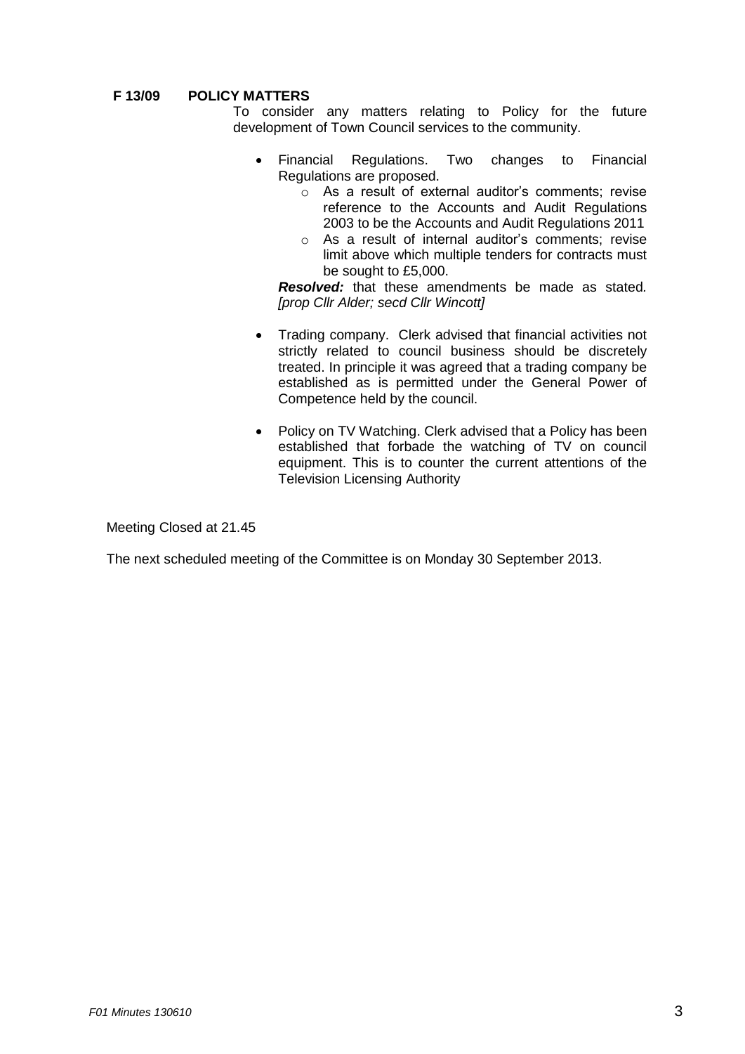**F 13/09 POLICY MATTERS**

To consider any matters relating to Policy for the future development of Town Council services to the community.

- Financial Regulations. Two changes to Financial Regulations are proposed.
  - As a result of external auditor's comments; revise reference to the Accounts and Audit Regulations 2003 to be the Accounts and Audit Regulations 2011
  - As a result of internal auditor's comments; revise limit above which multiple tenders for contracts must be sought to £5,000.

  ***Resolved:*** that these amendments be made as stated. *[prop Cllr Alder; secd Cllr Wincott]*

- Trading company. Clerk advised that financial activities not strictly related to council business should be discretely treated. In principle it was agreed that a trading company be established as is permitted under the General Power of Competence held by the council.

- Policy on TV Watching. Clerk advised that a Policy has been established that forbade the watching of TV on council equipment. This is to counter the current attentions of the Television Licensing Authority

Meeting Closed at 21.45

The next scheduled meeting of the Committee is on Monday 30 September 2013.